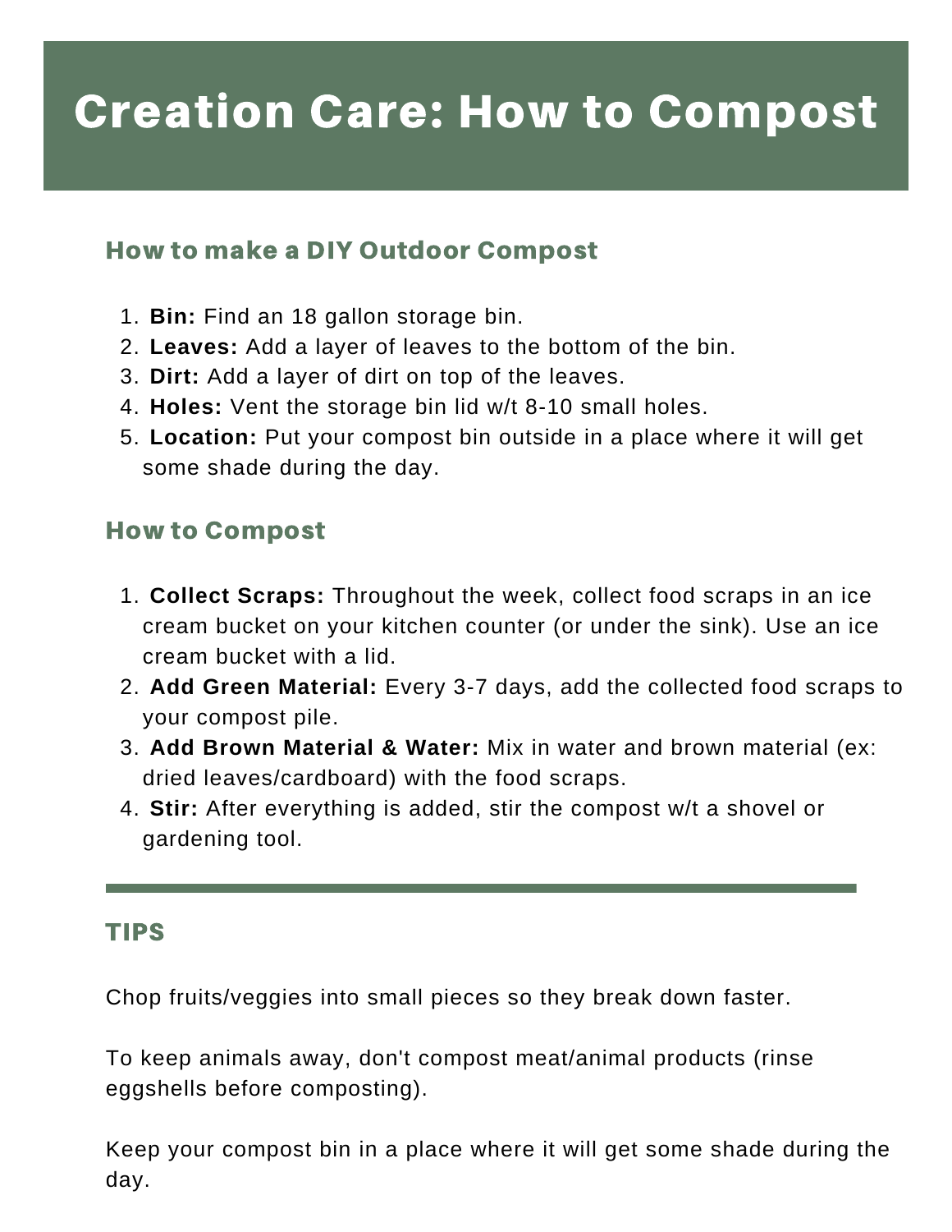# Creation Care: How to Compost

## How to make a DIY Outdoor Compost

1. **Bin:** Find an 18 gallon storage bin.
2. **Leaves:** Add a layer of leaves to the bottom of the bin.
3. **Dirt:** Add a layer of dirt on top of the leaves.
4. **Holes:** Vent the storage bin lid w/t 8-10 small holes.
5. **Location:** Put your compost bin outside in a place where it will get some shade during the day.

## How to Compost

1. **Collect Scraps:** Throughout the week, collect food scraps in an ice cream bucket on your kitchen counter (or under the sink). Use an ice cream bucket with a lid.
2. **Add Green Material:** Every 3-7 days, add the collected food scraps to your compost pile.
3. **Add Brown Material & Water:** Mix in water and brown material (ex: dried leaves/cardboard) with the food scraps.
4. **Stir:** After everything is added, stir the compost w/t a shovel or gardening tool.

---

## TIPS

Chop fruits/veggies into small pieces so they break down faster.

To keep animals away, don't compost meat/animal products (rinse eggshells before composting).

Keep your compost bin in a place where it will get some shade during the day.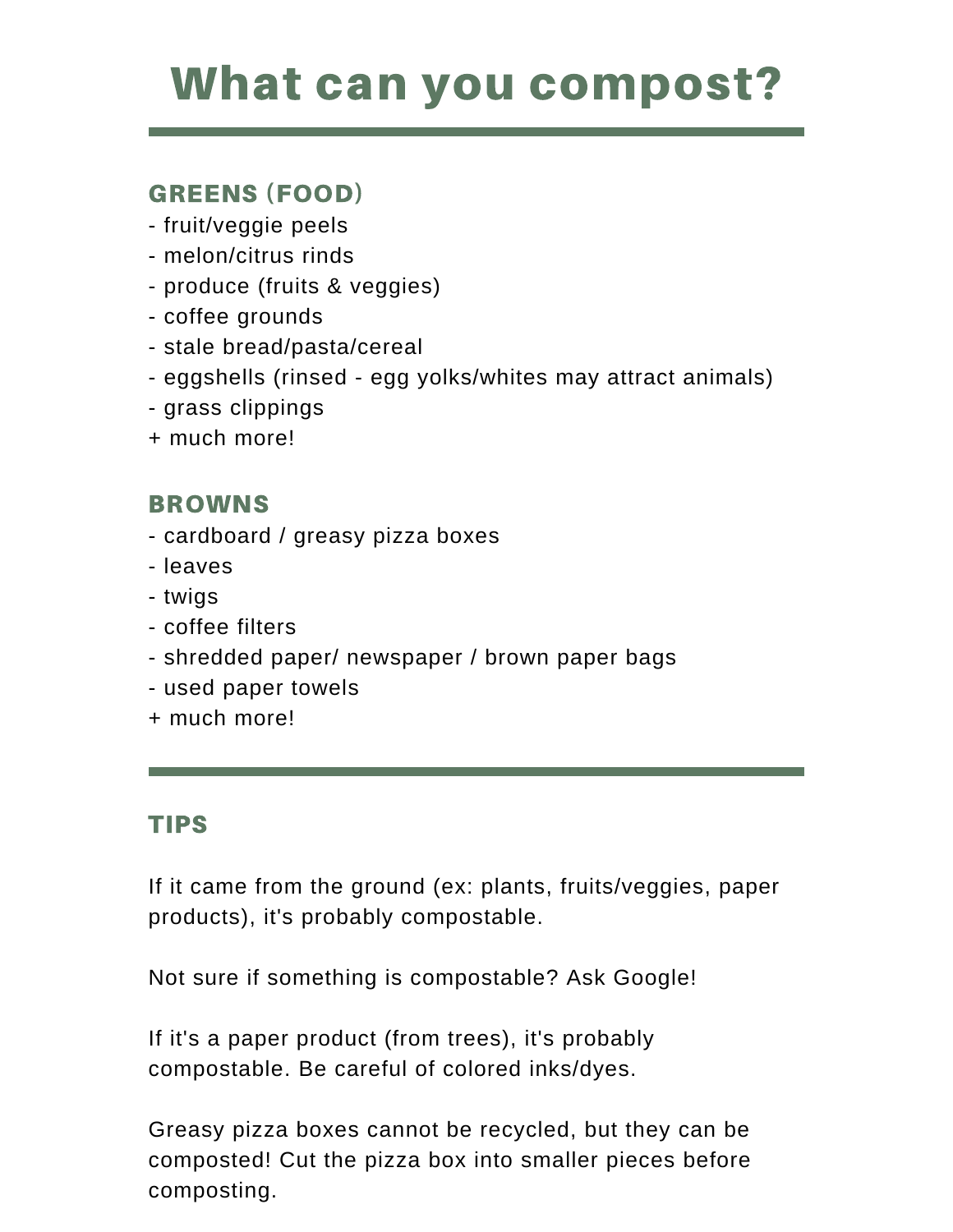# What can you compost?

---

### GREENS (FOOD)

- fruit/veggie peels
- melon/citrus rinds
- produce (fruits & veggies)
- coffee grounds
- stale bread/pasta/cereal
- eggshells (rinsed - egg yolks/whites may attract animals)
- grass clippings

+ much more!

### BROWNS

- cardboard / greasy pizza boxes
- leaves
- twigs
- coffee filters
- shredded paper/ newspaper / brown paper bags
- used paper towels

+ much more!

---

### TIPS

If it came from the ground (ex: plants, fruits/veggies, paper products), it's probably compostable.

Not sure if something is compostable? Ask Google!

If it's a paper product (from trees), it's probably compostable. Be careful of colored inks/dyes.

Greasy pizza boxes cannot be recycled, but they can be composted! Cut the pizza box into smaller pieces before composting.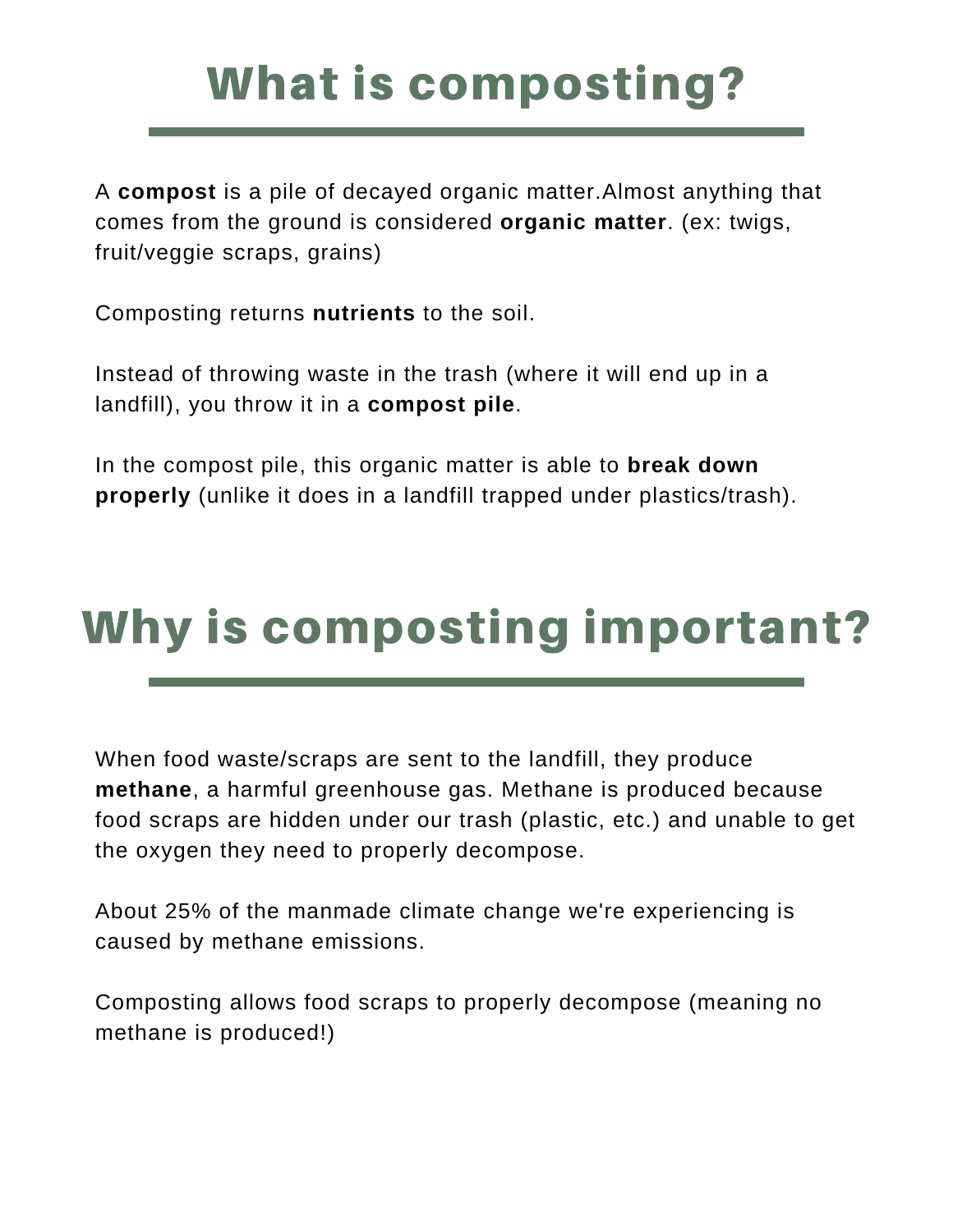# What is composting?

A **compost** is a pile of decayed organic matter.Almost anything that comes from the ground is considered **organic matter**. (ex: twigs, fruit/veggie scraps, grains)

Composting returns **nutrients** to the soil.

Instead of throwing waste in the trash (where it will end up in a landfill), you throw it in a **compost pile**.

In the compost pile, this organic matter is able to **break down properly** (unlike it does in a landfill trapped under plastics/trash).

# Why is composting important?

When food waste/scraps are sent to the landfill, they produce **methane**, a harmful greenhouse gas. Methane is produced because food scraps are hidden under our trash (plastic, etc.) and unable to get the oxygen they need to properly decompose.

About 25% of the manmade climate change we're experiencing is caused by methane emissions.

Composting allows food scraps to properly decompose (meaning no methane is produced!)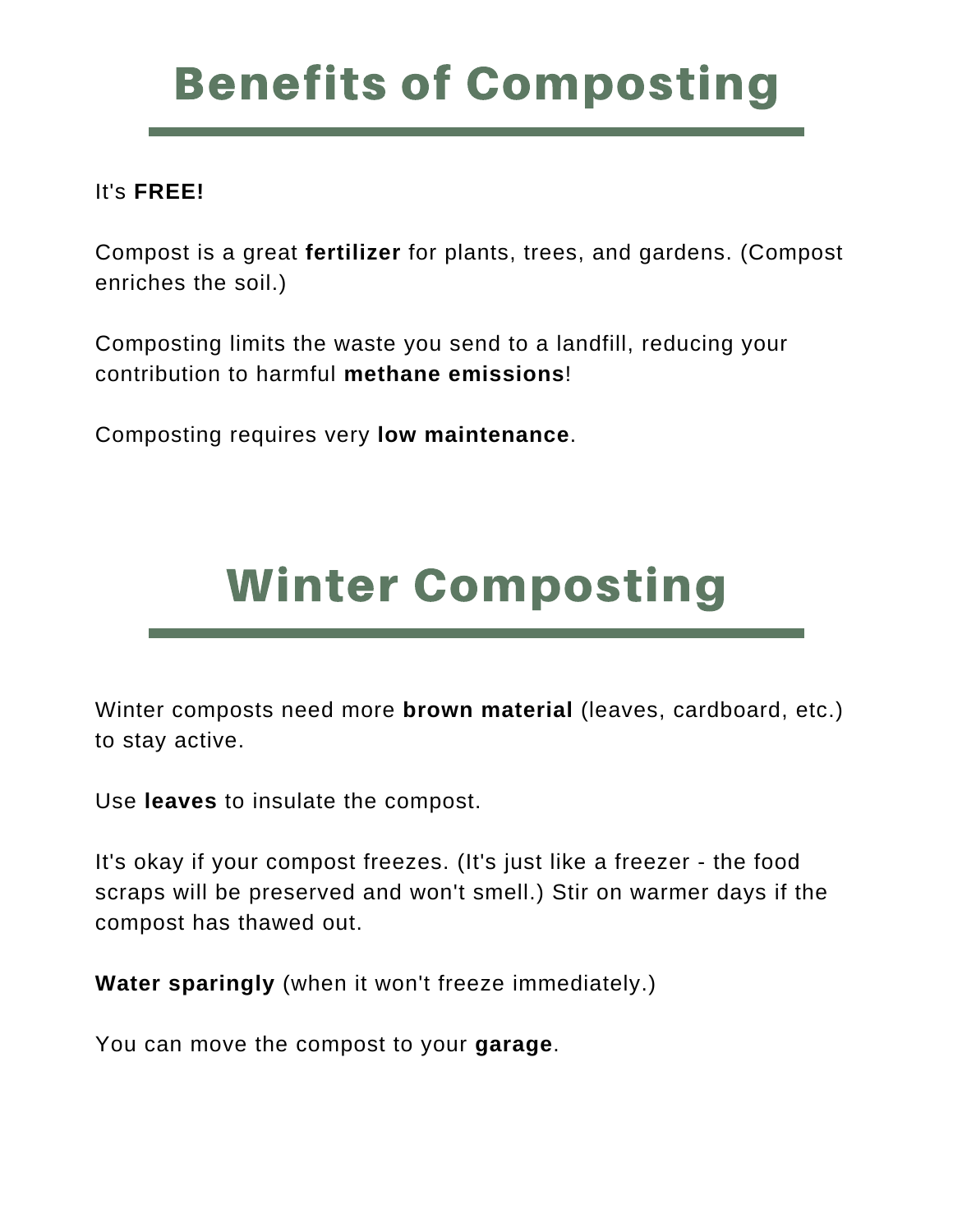# Benefits of Composting

It's **FREE!**

Compost is a great **fertilizer** for plants, trees, and gardens. (Compost enriches the soil.)

Composting limits the waste you send to a landfill, reducing your contribution to harmful **methane emissions**!

Composting requires very **low maintenance**.

# Winter Composting

Winter composts need more **brown material** (leaves, cardboard, etc.) to stay active.

Use **leaves** to insulate the compost.

It's okay if your compost freezes. (It's just like a freezer - the food scraps will be preserved and won't smell.) Stir on warmer days if the compost has thawed out.

**Water sparingly** (when it won't freeze immediately.)

You can move the compost to your **garage**.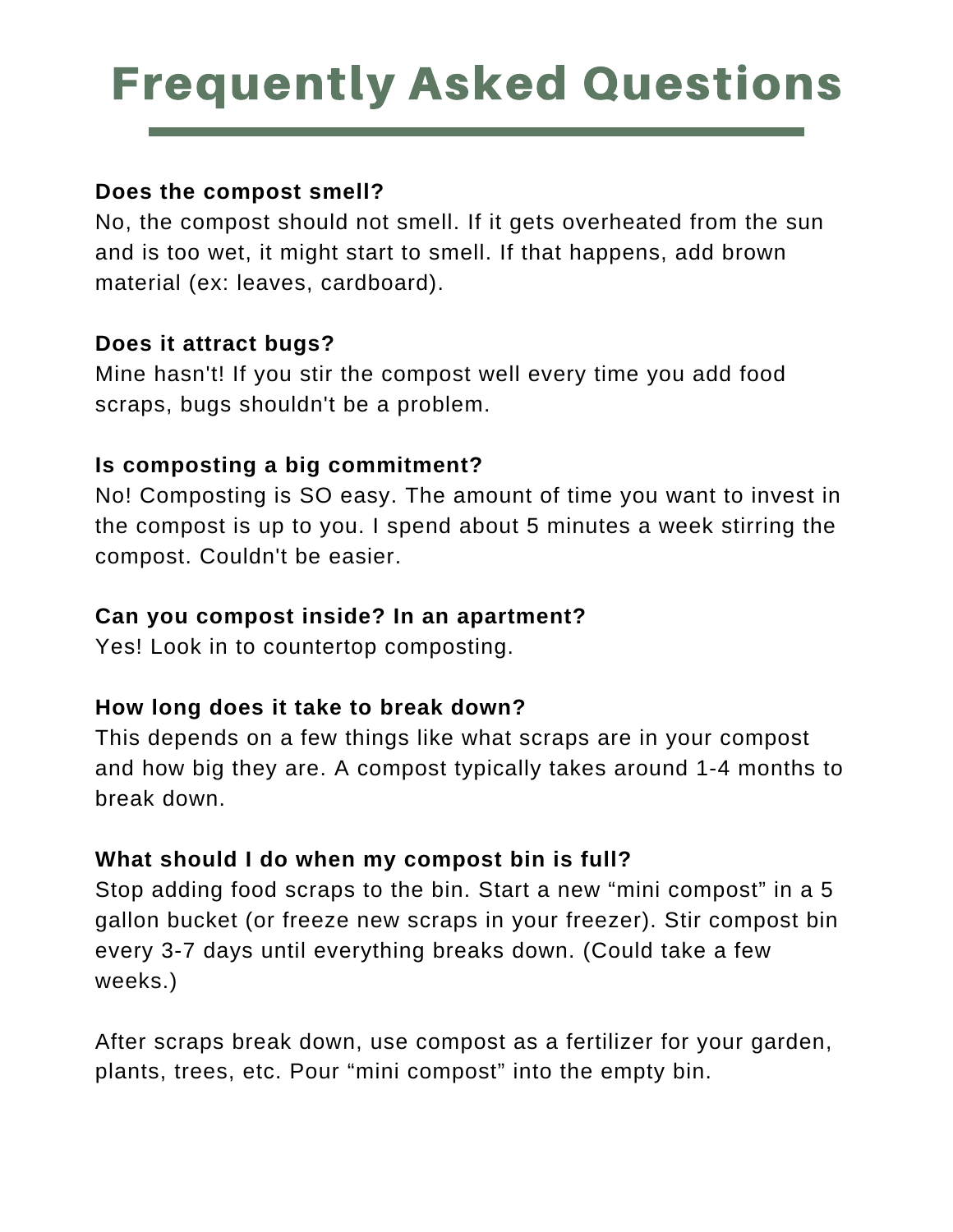# Frequently Asked Questions

**Does the compost smell?**
No, the compost should not smell. If it gets overheated from the sun and is too wet, it might start to smell. If that happens, add brown material (ex: leaves, cardboard).

**Does it attract bugs?**
Mine hasn't! If you stir the compost well every time you add food scraps, bugs shouldn't be a problem.

**Is composting a big commitment?**
No! Composting is SO easy. The amount of time you want to invest in the compost is up to you. I spend about 5 minutes a week stirring the compost. Couldn't be easier.

**Can you compost inside? In an apartment?**
Yes! Look in to countertop composting.

**How long does it take to break down?**
This depends on a few things like what scraps are in your compost and how big they are. A compost typically takes around 1-4 months to break down.

**What should I do when my compost bin is full?**
Stop adding food scraps to the bin. Start a new "mini compost" in a 5 gallon bucket (or freeze new scraps in your freezer). Stir compost bin every 3-7 days until everything breaks down. (Could take a few weeks.)

After scraps break down, use compost as a fertilizer for your garden, plants, trees, etc. Pour "mini compost" into the empty bin.